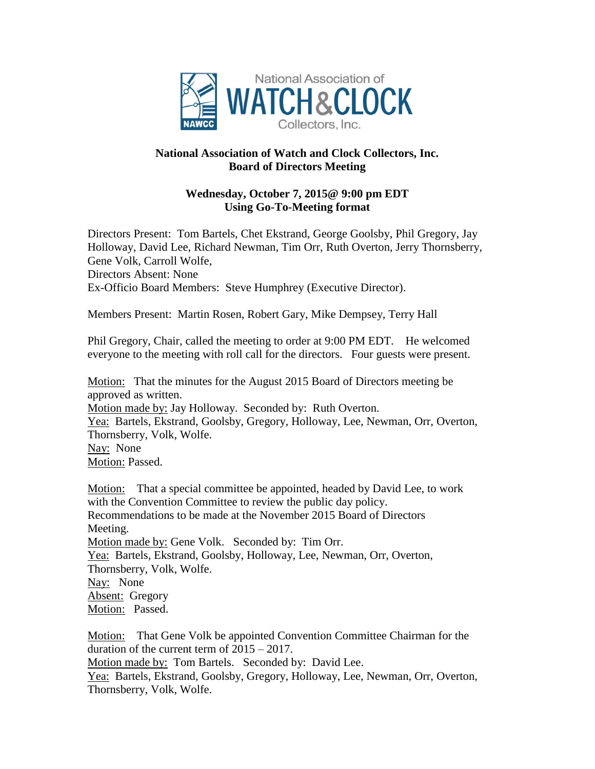# National Association of Watch and Clock Collectors, Inc.
## Board of Directors Meeting

**Wednesday, October 7, 2015@ 9:00 pm EDT**
**Using Go-To-Meeting format**

Directors Present: Tom Bartels, Chet Ekstrand, George Goolsby, Phil Gregory, Jay Holloway, David Lee, Richard Newman, Tim Orr, Ruth Overton, Jerry Thornsberry, Gene Volk, Carroll Wolfe,
Directors Absent: None
Ex-Officio Board Members: Steve Humphrey (Executive Director).

Members Present: Martin Rosen, Robert Gary, Mike Dempsey, Terry Hall

Phil Gregory, Chair, called the meeting to order at 9:00 PM EDT. He welcomed everyone to the meeting with roll call for the directors. Four guests were present.

Motion: That the minutes for the August 2015 Board of Directors meeting be approved as written.
Motion made by: Jay Holloway. Seconded by: Ruth Overton.
Yea: Bartels, Ekstrand, Goolsby, Gregory, Holloway, Lee, Newman, Orr, Overton, Thornsberry, Volk, Wolfe.
Nay: None
Motion: Passed.

Motion: That a special committee be appointed, headed by David Lee, to work with the Convention Committee to review the public day policy. Recommendations to be made at the November 2015 Board of Directors Meeting.
Motion made by: Gene Volk. Seconded by: Tim Orr.
Yea: Bartels, Ekstrand, Goolsby, Holloway, Lee, Newman, Orr, Overton, Thornsberry, Volk, Wolfe.
Nay: None
Absent: Gregory
Motion: Passed.

Motion: That Gene Volk be appointed Convention Committee Chairman for the duration of the current term of 2015 – 2017.
Motion made by: Tom Bartels. Seconded by: David Lee.
Yea: Bartels, Ekstrand, Goolsby, Gregory, Holloway, Lee, Newman, Orr, Overton, Thornsberry, Volk, Wolfe.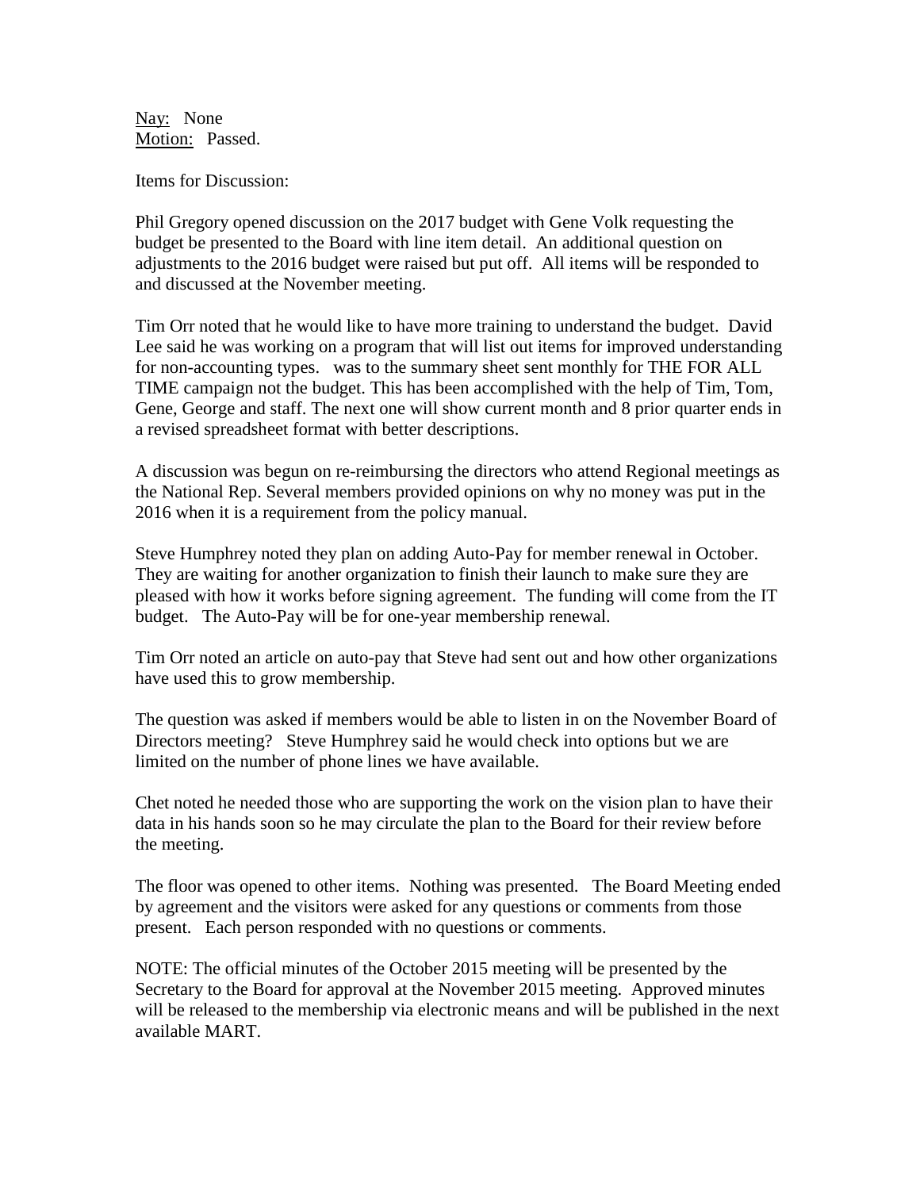Nay: None
Motion: Passed.

Items for Discussion:

Phil Gregory opened discussion on the 2017 budget with Gene Volk requesting the budget be presented to the Board with line item detail. An additional question on adjustments to the 2016 budget were raised but put off. All items will be responded to and discussed at the November meeting.

Tim Orr noted that he would like to have more training to understand the budget. David Lee said he was working on a program that will list out items for improved understanding for non-accounting types. was to the summary sheet sent monthly for THE FOR ALL TIME campaign not the budget. This has been accomplished with the help of Tim, Tom, Gene, George and staff. The next one will show current month and 8 prior quarter ends in a revised spreadsheet format with better descriptions.

A discussion was begun on re-reimbursing the directors who attend Regional meetings as the National Rep. Several members provided opinions on why no money was put in the 2016 when it is a requirement from the policy manual.

Steve Humphrey noted they plan on adding Auto-Pay for member renewal in October. They are waiting for another organization to finish their launch to make sure they are pleased with how it works before signing agreement. The funding will come from the IT budget. The Auto-Pay will be for one-year membership renewal.

Tim Orr noted an article on auto-pay that Steve had sent out and how other organizations have used this to grow membership.

The question was asked if members would be able to listen in on the November Board of Directors meeting? Steve Humphrey said he would check into options but we are limited on the number of phone lines we have available.

Chet noted he needed those who are supporting the work on the vision plan to have their data in his hands soon so he may circulate the plan to the Board for their review before the meeting.

The floor was opened to other items. Nothing was presented. The Board Meeting ended by agreement and the visitors were asked for any questions or comments from those present. Each person responded with no questions or comments.

NOTE: The official minutes of the October 2015 meeting will be presented by the Secretary to the Board for approval at the November 2015 meeting. Approved minutes will be released to the membership via electronic means and will be published in the next available MART.